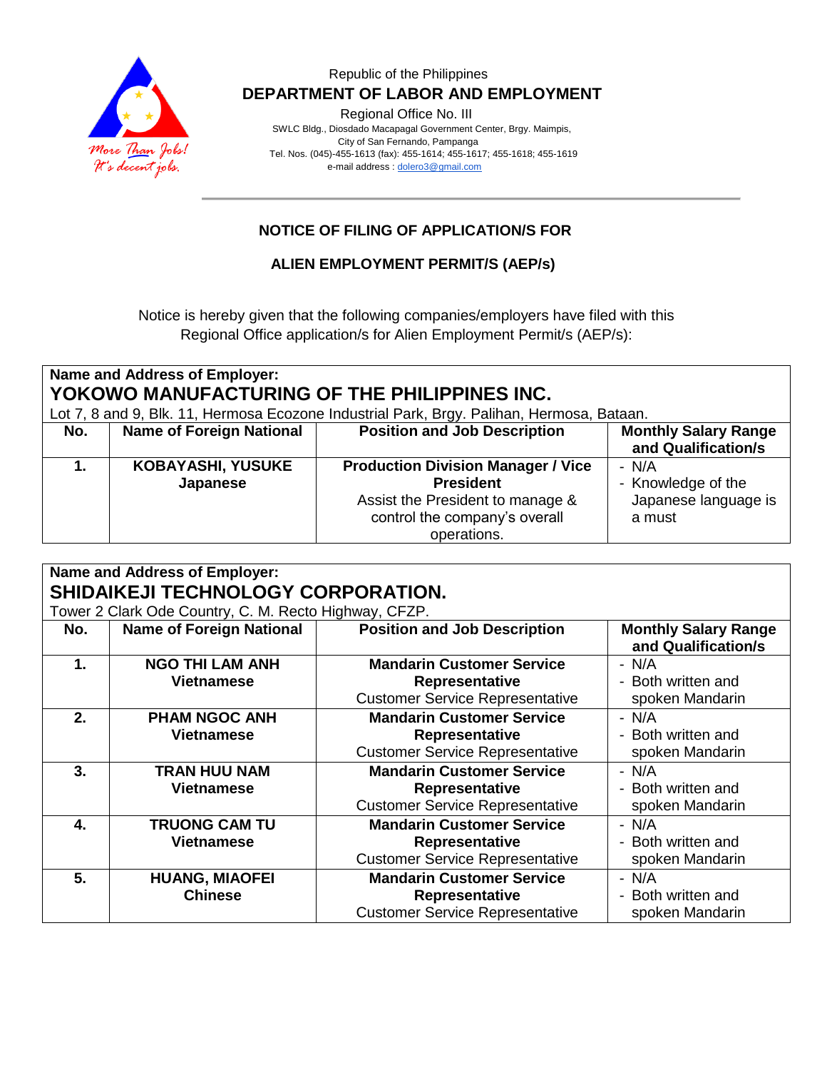Republic of the Philippines

**DEPARTMENT OF LABOR AND EMPLOYMENT**

Regional Office No. III

SWLC Bldg., Diosdado Macapagal Government Center, Brgy. Maimpis,
City of San Fernando, Pampanga
Tel. Nos. (045)-455-1613 (fax): 455-1614; 455-1617; 455-1618; 455-1619
e-mail address : dolero3@gmail.com

## NOTICE OF FILING OF APPLICATION/S FOR

## ALIEN EMPLOYMENT PERMIT/S (AEP/s)

Notice is hereby given that the following companies/employers have filed with this Regional Office application/s for Alien Employment Permit/s (AEP/s):

**Name and Address of Employer:**
**YOKOWO MANUFACTURING OF THE PHILIPPINES INC.**
Lot 7, 8 and 9, Blk. 11, Hermosa Ecozone Industrial Park, Brgy. Palihan, Hermosa, Bataan.

| No. | Name of Foreign National | Position and Job Description | Monthly Salary Range and Qualification/s |
|---|---|---|---|
| **1.** | **KOBAYASHI, YUSUKE** **Japanese** | **Production Division Manager / Vice President** Assist the President to manage & control the company's overall operations. | - N/A - Knowledge of the Japanese language is a must |

**Name and Address of Employer:**
**SHIDAIKEJI TECHNOLOGY CORPORATION.**
Tower 2 Clark Ode Country, C. M. Recto Highway, CFZP.

| No. | Name of Foreign National | Position and Job Description | Monthly Salary Range and Qualification/s |
|---|---|---|---|
| **1.** | **NGO THI LAM ANH** **Vietnamese** | **Mandarin Customer Service Representative** Customer Service Representative | - N/A - Both written and spoken Mandarin |
| **2.** | **PHAM NGOC ANH** **Vietnamese** | **Mandarin Customer Service Representative** Customer Service Representative | - N/A - Both written and spoken Mandarin |
| **3.** | **TRAN HUU NAM** **Vietnamese** | **Mandarin Customer Service Representative** Customer Service Representative | - N/A - Both written and spoken Mandarin |
| **4.** | **TRUONG CAM TU** **Vietnamese** | **Mandarin Customer Service Representative** Customer Service Representative | - N/A - Both written and spoken Mandarin |
| **5.** | **HUANG, MIAOFEI** **Chinese** | **Mandarin Customer Service Representative** Customer Service Representative | - N/A - Both written and spoken Mandarin |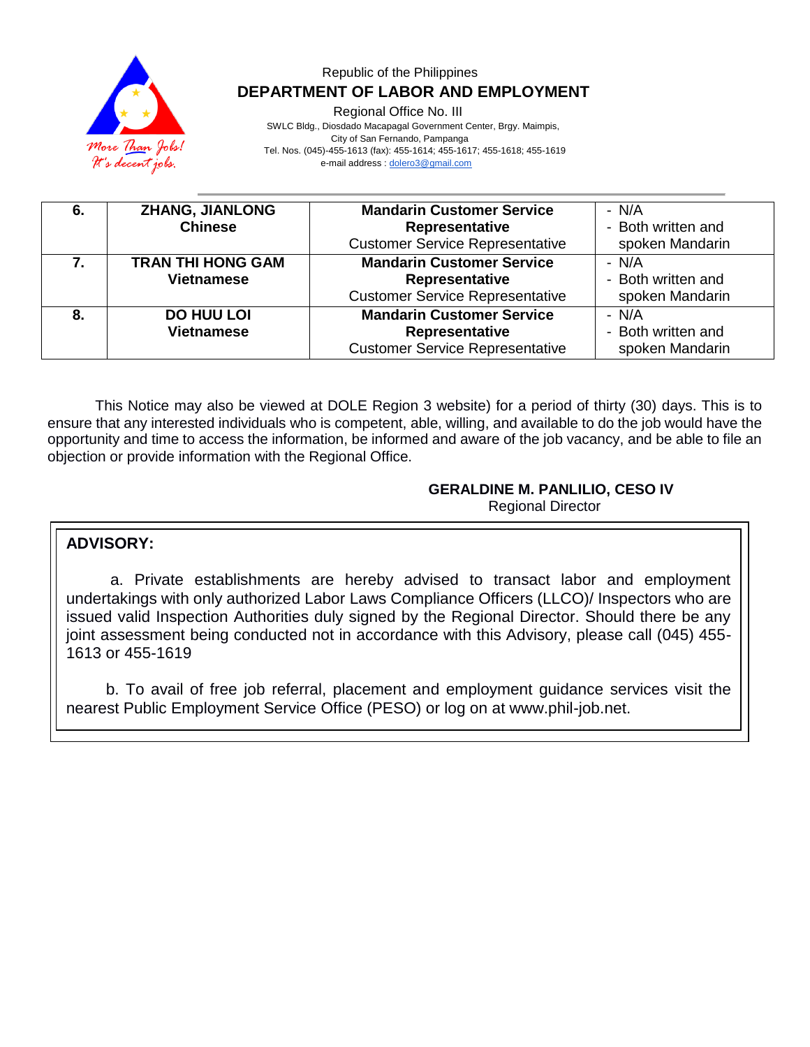Republic of the Philippines

**DEPARTMENT OF LABOR AND EMPLOYMENT**

Regional Office No. III

SWLC Bldg., Diosdado Macapagal Government Center, Brgy. Maimpis,
City of San Fernando, Pampanga
Tel. Nos. (045)-455-1613 (fax): 455-1614; 455-1617; 455-1618; 455-1619
e-mail address : dolero3@gmail.com

| | | | |
|---|---|---|---|
| **6.** | **ZHANG, JIANLONG**<br>**Chinese** | **Mandarin Customer Service Representative**<br>Customer Service Representative | - N/A<br>- Both written and spoken Mandarin |
| **7.** | **TRAN THI HONG GAM**<br>**Vietnamese** | **Mandarin Customer Service Representative**<br>Customer Service Representative | - N/A<br>- Both written and spoken Mandarin |
| **8.** | **DO HUU LOI**<br>**Vietnamese** | **Mandarin Customer Service Representative**<br>Customer Service Representative | - N/A<br>- Both written and spoken Mandarin |

This Notice may also be viewed at DOLE Region 3 website) for a period of thirty (30) days. This is to ensure that any interested individuals who is competent, able, willing, and available to do the job would have the opportunity and time to access the information, be informed and aware of the job vacancy, and be able to file an objection or provide information with the Regional Office.

**GERALDINE M. PANLILIO, CESO IV**
Regional Director

**ADVISORY:**

a. Private establishments are hereby advised to transact labor and employment undertakings with only authorized Labor Laws Compliance Officers (LLCO)/ Inspectors who are issued valid Inspection Authorities duly signed by the Regional Director. Should there be any joint assessment being conducted not in accordance with this Advisory, please call (045) 455-1613 or 455-1619

b. To avail of free job referral, placement and employment guidance services visit the nearest Public Employment Service Office (PESO) or log on at www.phil-job.net.